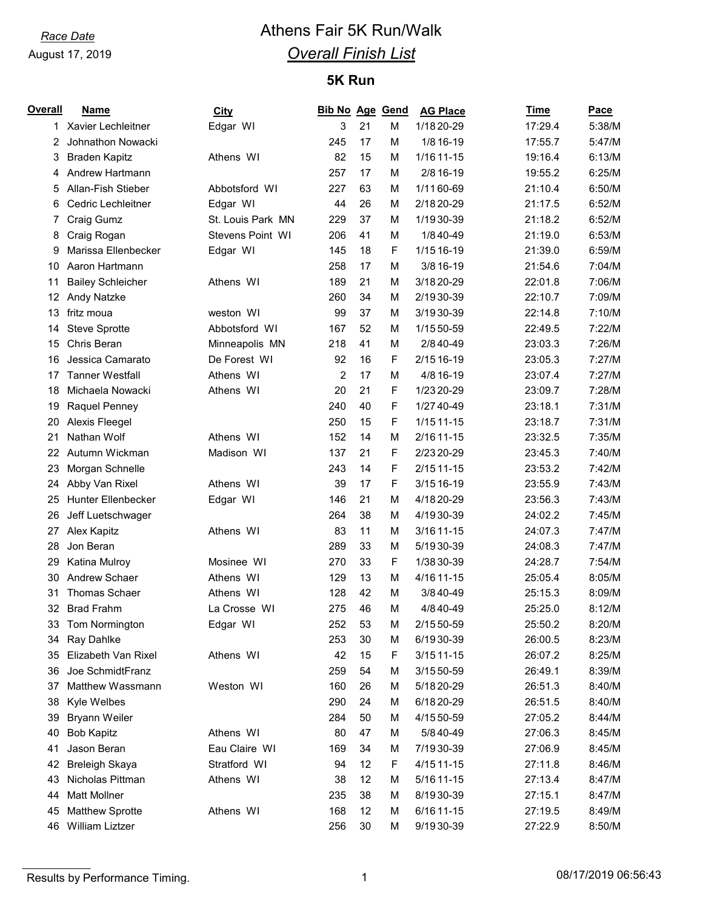*Race Date*

August 17, 2019

# Athens Fair 5K Run/Walk

## *Overall Finish List*

### 5K Run

| Overall | Name | City | Bib No | Age | Gend | AG Place | Time | Pace |
|---|---|---|---|---|---|---|---|---|
| 1 | Xavier Lechleitner | Edgar WI | 3 | 21 | M | 1/18 20-29 | 17:29.4 | 5:38/M |
| 2 | Johnathon Nowacki | | 245 | 17 | M | 1/8 16-19 | 17:55.7 | 5:47/M |
| 3 | Braden Kapitz | Athens WI | 82 | 15 | M | 1/16 11-15 | 19:16.4 | 6:13/M |
| 4 | Andrew Hartmann | | 257 | 17 | M | 2/8 16-19 | 19:55.2 | 6:25/M |
| 5 | Allan-Fish Stieber | Abbotsford WI | 227 | 63 | M | 1/11 60-69 | 21:10.4 | 6:50/M |
| 6 | Cedric Lechleitner | Edgar WI | 44 | 26 | M | 2/18 20-29 | 21:17.5 | 6:52/M |
| 7 | Craig Gumz | St. Louis Park MN | 229 | 37 | M | 1/19 30-39 | 21:18.2 | 6:52/M |
| 8 | Craig Rogan | Stevens Point WI | 206 | 41 | M | 1/8 40-49 | 21:19.0 | 6:53/M |
| 9 | Marissa Ellenbecker | Edgar WI | 145 | 18 | F | 1/15 16-19 | 21:39.0 | 6:59/M |
| 10 | Aaron Hartmann | | 258 | 17 | M | 3/8 16-19 | 21:54.6 | 7:04/M |
| 11 | Bailey Schleicher | Athens WI | 189 | 21 | M | 3/18 20-29 | 22:01.8 | 7:06/M |
| 12 | Andy Natzke | | 260 | 34 | M | 2/19 30-39 | 22:10.7 | 7:09/M |
| 13 | fritz moua | weston WI | 99 | 37 | M | 3/19 30-39 | 22:14.8 | 7:10/M |
| 14 | Steve Sprotte | Abbotsford WI | 167 | 52 | M | 1/15 50-59 | 22:49.5 | 7:22/M |
| 15 | Chris Beran | Minneapolis MN | 218 | 41 | M | 2/8 40-49 | 23:03.3 | 7:26/M |
| 16 | Jessica Camarato | De Forest WI | 92 | 16 | F | 2/15 16-19 | 23:05.3 | 7:27/M |
| 17 | Tanner Westfall | Athens WI | 2 | 17 | M | 4/8 16-19 | 23:07.4 | 7:27/M |
| 18 | Michaela Nowacki | Athens WI | 20 | 21 | F | 1/23 20-29 | 23:09.7 | 7:28/M |
| 19 | Raquel Penney | | 240 | 40 | F | 1/27 40-49 | 23:18.1 | 7:31/M |
| 20 | Alexis Fleegel | | 250 | 15 | F | 1/15 11-15 | 23:18.7 | 7:31/M |
| 21 | Nathan Wolf | Athens WI | 152 | 14 | M | 2/16 11-15 | 23:32.5 | 7:35/M |
| 22 | Autumn Wickman | Madison WI | 137 | 21 | F | 2/23 20-29 | 23:45.3 | 7:40/M |
| 23 | Morgan Schnelle | | 243 | 14 | F | 2/15 11-15 | 23:53.2 | 7:42/M |
| 24 | Abby Van Rixel | Athens WI | 39 | 17 | F | 3/15 16-19 | 23:55.9 | 7:43/M |
| 25 | Hunter Ellenbecker | Edgar WI | 146 | 21 | M | 4/18 20-29 | 23:56.3 | 7:43/M |
| 26 | Jeff Luetschwager | | 264 | 38 | M | 4/19 30-39 | 24:02.2 | 7:45/M |
| 27 | Alex Kapitz | Athens WI | 83 | 11 | M | 3/16 11-15 | 24:07.3 | 7:47/M |
| 28 | Jon Beran | | 289 | 33 | M | 5/19 30-39 | 24:08.3 | 7:47/M |
| 29 | Katina Mulroy | Mosinee WI | 270 | 33 | F | 1/38 30-39 | 24:28.7 | 7:54/M |
| 30 | Andrew Schaer | Athens WI | 129 | 13 | M | 4/16 11-15 | 25:05.4 | 8:05/M |
| 31 | Thomas Schaer | Athens WI | 128 | 42 | M | 3/8 40-49 | 25:15.3 | 8:09/M |
| 32 | Brad Frahm | La Crosse WI | 275 | 46 | M | 4/8 40-49 | 25:25.0 | 8:12/M |
| 33 | Tom Normington | Edgar WI | 252 | 53 | M | 2/15 50-59 | 25:50.2 | 8:20/M |
| 34 | Ray Dahlke | | 253 | 30 | M | 6/19 30-39 | 26:00.5 | 8:23/M |
| 35 | Elizabeth Van Rixel | Athens WI | 42 | 15 | F | 3/15 11-15 | 26:07.2 | 8:25/M |
| 36 | Joe SchmidtFranz | | 259 | 54 | M | 3/15 50-59 | 26:49.1 | 8:39/M |
| 37 | Matthew Wassmann | Weston WI | 160 | 26 | M | 5/18 20-29 | 26:51.3 | 8:40/M |
| 38 | Kyle Welbes | | 290 | 24 | M | 6/18 20-29 | 26:51.5 | 8:40/M |
| 39 | Bryann Weiler | | 284 | 50 | M | 4/15 50-59 | 27:05.2 | 8:44/M |
| 40 | Bob Kapitz | Athens WI | 80 | 47 | M | 5/8 40-49 | 27:06.3 | 8:45/M |
| 41 | Jason Beran | Eau Claire WI | 169 | 34 | M | 7/19 30-39 | 27:06.9 | 8:45/M |
| 42 | Breleigh Skaya | Stratford WI | 94 | 12 | F | 4/15 11-15 | 27:11.8 | 8:46/M |
| 43 | Nicholas Pittman | Athens WI | 38 | 12 | M | 5/16 11-15 | 27:13.4 | 8:47/M |
| 44 | Matt Mollner | | 235 | 38 | M | 8/19 30-39 | 27:15.1 | 8:47/M |
| 45 | Matthew Sprotte | Athens WI | 168 | 12 | M | 6/16 11-15 | 27:19.5 | 8:49/M |
| 46 | William Liztzer | | 256 | 30 | M | 9/19 30-39 | 27:22.9 | 8:50/M |

Results by Performance Timing.

08/17/2019 06:56:43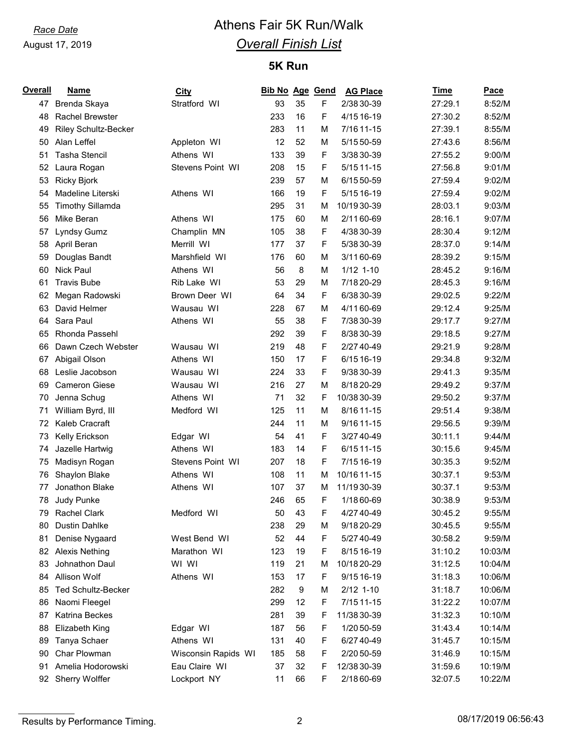*Race Date*

August 17, 2019

# Athens Fair 5K Run/Walk

## *Overall Finish List*

### 5K Run

| Overall | Name | City | Bib No | Age | Gend | AG Place | Time | Pace |
|---|---|---|---|---|---|---|---|---|
| 47 | Brenda Skaya | Stratford WI | 93 | 35 | F | 2/38 30-39 | 27:29.1 | 8:52/M |
| 48 | Rachel Brewster | | 233 | 16 | F | 4/15 16-19 | 27:30.2 | 8:52/M |
| 49 | Riley Schultz-Becker | | 283 | 11 | M | 7/16 11-15 | 27:39.1 | 8:55/M |
| 50 | Alan Leffel | Appleton WI | 12 | 52 | M | 5/15 50-59 | 27:43.6 | 8:56/M |
| 51 | Tasha Stencil | Athens WI | 133 | 39 | F | 3/38 30-39 | 27:55.2 | 9:00/M |
| 52 | Laura Rogan | Stevens Point WI | 208 | 15 | F | 5/15 11-15 | 27:56.8 | 9:01/M |
| 53 | Ricky Bjork | | 239 | 57 | M | 6/15 50-59 | 27:59.4 | 9:02/M |
| 54 | Madeline Literski | Athens WI | 166 | 19 | F | 5/15 16-19 | 27:59.4 | 9:02/M |
| 55 | Timothy Sillamda | | 295 | 31 | M | 10/19 30-39 | 28:03.1 | 9:03/M |
| 56 | Mike Beran | Athens WI | 175 | 60 | M | 2/11 60-69 | 28:16.1 | 9:07/M |
| 57 | Lyndsy Gumz | Champlin MN | 105 | 38 | F | 4/38 30-39 | 28:30.4 | 9:12/M |
| 58 | April Beran | Merrill WI | 177 | 37 | F | 5/38 30-39 | 28:37.0 | 9:14/M |
| 59 | Douglas Bandt | Marshfield WI | 176 | 60 | M | 3/11 60-69 | 28:39.2 | 9:15/M |
| 60 | Nick Paul | Athens WI | 56 | 8 | M | 1/12 1-10 | 28:45.2 | 9:16/M |
| 61 | Travis Bube | Rib Lake WI | 53 | 29 | M | 7/18 20-29 | 28:45.3 | 9:16/M |
| 62 | Megan Radowski | Brown Deer WI | 64 | 34 | F | 6/38 30-39 | 29:02.5 | 9:22/M |
| 63 | David Helmer | Wausau WI | 228 | 67 | M | 4/11 60-69 | 29:12.4 | 9:25/M |
| 64 | Sara Paul | Athens WI | 55 | 38 | F | 7/38 30-39 | 29:17.7 | 9:27/M |
| 65 | Rhonda Passehl | | 292 | 39 | F | 8/38 30-39 | 29:18.5 | 9:27/M |
| 66 | Dawn Czech Webster | Wausau WI | 219 | 48 | F | 2/27 40-49 | 29:21.9 | 9:28/M |
| 67 | Abigail Olson | Athens WI | 150 | 17 | F | 6/15 16-19 | 29:34.8 | 9:32/M |
| 68 | Leslie Jacobson | Wausau WI | 224 | 33 | F | 9/38 30-39 | 29:41.3 | 9:35/M |
| 69 | Cameron Giese | Wausau WI | 216 | 27 | M | 8/18 20-29 | 29:49.2 | 9:37/M |
| 70 | Jenna Schug | Athens WI | 71 | 32 | F | 10/38 30-39 | 29:50.2 | 9:37/M |
| 71 | William Byrd, III | Medford WI | 125 | 11 | M | 8/16 11-15 | 29:51.4 | 9:38/M |
| 72 | Kaleb Cracraft | | 244 | 11 | M | 9/16 11-15 | 29:56.5 | 9:39/M |
| 73 | Kelly Erickson | Edgar WI | 54 | 41 | F | 3/27 40-49 | 30:11.1 | 9:44/M |
| 74 | Jazelle Hartwig | Athens WI | 183 | 14 | F | 6/15 11-15 | 30:15.6 | 9:45/M |
| 75 | Madisyn Rogan | Stevens Point WI | 207 | 18 | F | 7/15 16-19 | 30:35.3 | 9:52/M |
| 76 | Shaylon Blake | Athens WI | 108 | 11 | M | 10/16 11-15 | 30:37.1 | 9:53/M |
| 77 | Jonathon Blake | Athens WI | 107 | 37 | M | 11/19 30-39 | 30:37.1 | 9:53/M |
| 78 | Judy Punke | | 246 | 65 | F | 1/18 60-69 | 30:38.9 | 9:53/M |
| 79 | Rachel Clark | Medford WI | 50 | 43 | F | 4/27 40-49 | 30:45.2 | 9:55/M |
| 80 | Dustin Dahlke | | 238 | 29 | M | 9/18 20-29 | 30:45.5 | 9:55/M |
| 81 | Denise Nygaard | West Bend WI | 52 | 44 | F | 5/27 40-49 | 30:58.2 | 9:59/M |
| 82 | Alexis Nething | Marathon WI | 123 | 19 | F | 8/15 16-19 | 31:10.2 | 10:03/M |
| 83 | Johnathon Daul | WI WI | 119 | 21 | M | 10/18 20-29 | 31:12.5 | 10:04/M |
| 84 | Allison Wolf | Athens WI | 153 | 17 | F | 9/15 16-19 | 31:18.3 | 10:06/M |
| 85 | Ted Schultz-Becker | | 282 | 9 | M | 2/12 1-10 | 31:18.7 | 10:06/M |
| 86 | Naomi Fleegel | | 299 | 12 | F | 7/15 11-15 | 31:22.2 | 10:07/M |
| 87 | Katrina Beckes | | 281 | 39 | F | 11/38 30-39 | 31:32.3 | 10:10/M |
| 88 | Elizabeth King | Edgar WI | 187 | 56 | F | 1/20 50-59 | 31:43.4 | 10:14/M |
| 89 | Tanya Schaer | Athens WI | 131 | 40 | F | 6/27 40-49 | 31:45.7 | 10:15/M |
| 90 | Char Plowman | Wisconsin Rapids WI | 185 | 58 | F | 2/20 50-59 | 31:46.9 | 10:15/M |
| 91 | Amelia Hodorowski | Eau Claire WI | 37 | 32 | F | 12/38 30-39 | 31:59.6 | 10:19/M |
| 92 | Sherry Wolffer | Lockport NY | 11 | 66 | F | 2/18 60-69 | 32:07.5 | 10:22/M |

Results by Performance Timing.

08/17/2019 06:56:43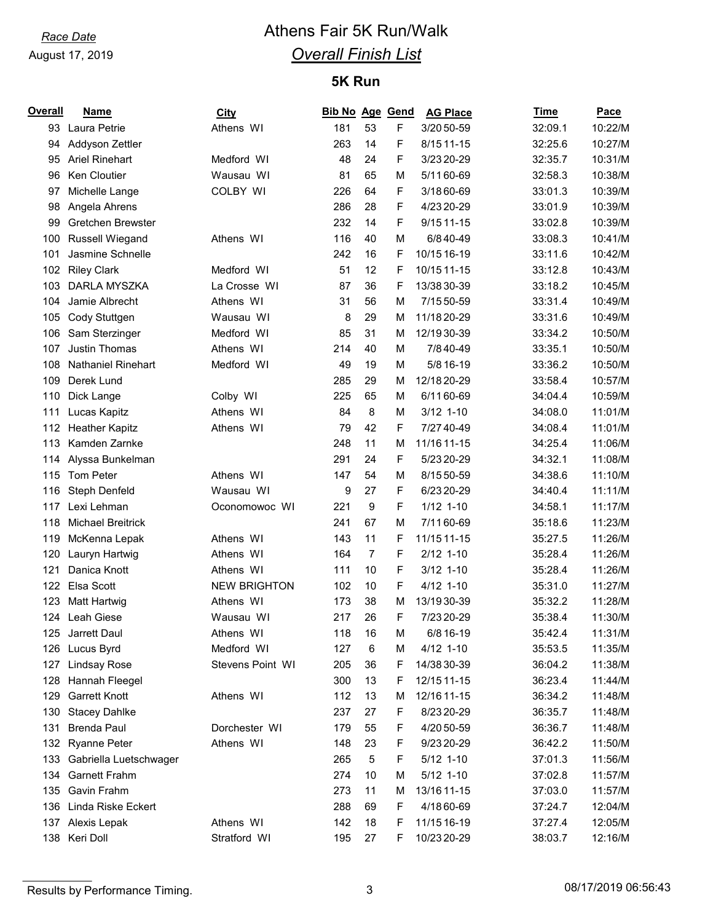*Race Date*

August 17, 2019

# Athens Fair 5K Run/Walk

## *Overall Finish List*

### 5K Run

| Overall | Name | City | Bib No | Age | Gend | AG Place | Time | Pace |
|---|---|---|---|---|---|---|---|---|
| 93 | Laura Petrie | Athens WI | 181 | 53 | F | 3/20 50-59 | 32:09.1 | 10:22/M |
| 94 | Addyson Zettler | | 263 | 14 | F | 8/15 11-15 | 32:25.6 | 10:27/M |
| 95 | Ariel Rinehart | Medford WI | 48 | 24 | F | 3/23 20-29 | 32:35.7 | 10:31/M |
| 96 | Ken Cloutier | Wausau WI | 81 | 65 | M | 5/11 60-69 | 32:58.3 | 10:38/M |
| 97 | Michelle Lange | COLBY WI | 226 | 64 | F | 3/18 60-69 | 33:01.3 | 10:39/M |
| 98 | Angela Ahrens | | 286 | 28 | F | 4/23 20-29 | 33:01.9 | 10:39/M |
| 99 | Gretchen Brewster | | 232 | 14 | F | 9/15 11-15 | 33:02.8 | 10:39/M |
| 100 | Russell Wiegand | Athens WI | 116 | 40 | M | 6/8 40-49 | 33:08.3 | 10:41/M |
| 101 | Jasmine Schnelle | | 242 | 16 | F | 10/15 16-19 | 33:11.6 | 10:42/M |
| 102 | Riley Clark | Medford WI | 51 | 12 | F | 10/15 11-15 | 33:12.8 | 10:43/M |
| 103 | DARLA MYSZKA | La Crosse WI | 87 | 36 | F | 13/38 30-39 | 33:18.2 | 10:45/M |
| 104 | Jamie Albrecht | Athens WI | 31 | 56 | M | 7/15 50-59 | 33:31.4 | 10:49/M |
| 105 | Cody Stuttgen | Wausau WI | 8 | 29 | M | 11/18 20-29 | 33:31.6 | 10:49/M |
| 106 | Sam Sterzinger | Medford WI | 85 | 31 | M | 12/19 30-39 | 33:34.2 | 10:50/M |
| 107 | Justin Thomas | Athens WI | 214 | 40 | M | 7/8 40-49 | 33:35.1 | 10:50/M |
| 108 | Nathaniel Rinehart | Medford WI | 49 | 19 | M | 5/8 16-19 | 33:36.2 | 10:50/M |
| 109 | Derek Lund | | 285 | 29 | M | 12/18 20-29 | 33:58.4 | 10:57/M |
| 110 | Dick Lange | Colby WI | 225 | 65 | M | 6/11 60-69 | 34:04.4 | 10:59/M |
| 111 | Lucas Kapitz | Athens WI | 84 | 8 | M | 3/12 1-10 | 34:08.0 | 11:01/M |
| 112 | Heather Kapitz | Athens WI | 79 | 42 | F | 7/27 40-49 | 34:08.4 | 11:01/M |
| 113 | Kamden Zarnke | | 248 | 11 | M | 11/16 11-15 | 34:25.4 | 11:06/M |
| 114 | Alyssa Bunkelman | | 291 | 24 | F | 5/23 20-29 | 34:32.1 | 11:08/M |
| 115 | Tom Peter | Athens WI | 147 | 54 | M | 8/15 50-59 | 34:38.6 | 11:10/M |
| 116 | Steph Denfeld | Wausau WI | 9 | 27 | F | 6/23 20-29 | 34:40.4 | 11:11/M |
| 117 | Lexi Lehman | Oconomowoc WI | 221 | 9 | F | 1/12 1-10 | 34:58.1 | 11:17/M |
| 118 | Michael Breitrick | | 241 | 67 | M | 7/11 60-69 | 35:18.6 | 11:23/M |
| 119 | McKenna Lepak | Athens WI | 143 | 11 | F | 11/15 11-15 | 35:27.5 | 11:26/M |
| 120 | Lauryn Hartwig | Athens WI | 164 | 7 | F | 2/12 1-10 | 35:28.4 | 11:26/M |
| 121 | Danica Knott | Athens WI | 111 | 10 | F | 3/12 1-10 | 35:28.4 | 11:26/M |
| 122 | Elsa Scott | NEW BRIGHTON | 102 | 10 | F | 4/12 1-10 | 35:31.0 | 11:27/M |
| 123 | Matt Hartwig | Athens WI | 173 | 38 | M | 13/19 30-39 | 35:32.2 | 11:28/M |
| 124 | Leah Giese | Wausau WI | 217 | 26 | F | 7/23 20-29 | 35:38.4 | 11:30/M |
| 125 | Jarrett Daul | Athens WI | 118 | 16 | M | 6/8 16-19 | 35:42.4 | 11:31/M |
| 126 | Lucus Byrd | Medford WI | 127 | 6 | M | 4/12 1-10 | 35:53.5 | 11:35/M |
| 127 | Lindsay Rose | Stevens Point WI | 205 | 36 | F | 14/38 30-39 | 36:04.2 | 11:38/M |
| 128 | Hannah Fleegel | | 300 | 13 | F | 12/15 11-15 | 36:23.4 | 11:44/M |
| 129 | Garrett Knott | Athens WI | 112 | 13 | M | 12/16 11-15 | 36:34.2 | 11:48/M |
| 130 | Stacey Dahlke | | 237 | 27 | F | 8/23 20-29 | 36:35.7 | 11:48/M |
| 131 | Brenda Paul | Dorchester WI | 179 | 55 | F | 4/20 50-59 | 36:36.7 | 11:48/M |
| 132 | Ryanne Peter | Athens WI | 148 | 23 | F | 9/23 20-29 | 36:42.2 | 11:50/M |
| 133 | Gabriella Luetschwager | | 265 | 5 | F | 5/12 1-10 | 37:01.3 | 11:56/M |
| 134 | Garnett Frahm | | 274 | 10 | M | 5/12 1-10 | 37:02.8 | 11:57/M |
| 135 | Gavin Frahm | | 273 | 11 | M | 13/16 11-15 | 37:03.0 | 11:57/M |
| 136 | Linda Riske Eckert | | 288 | 69 | F | 4/18 60-69 | 37:24.7 | 12:04/M |
| 137 | Alexis Lepak | Athens WI | 142 | 18 | F | 11/15 16-19 | 37:27.4 | 12:05/M |
| 138 | Keri Doll | Stratford WI | 195 | 27 | F | 10/23 20-29 | 38:03.7 | 12:16/M |

Results by Performance Timing.

08/17/2019 06:56:43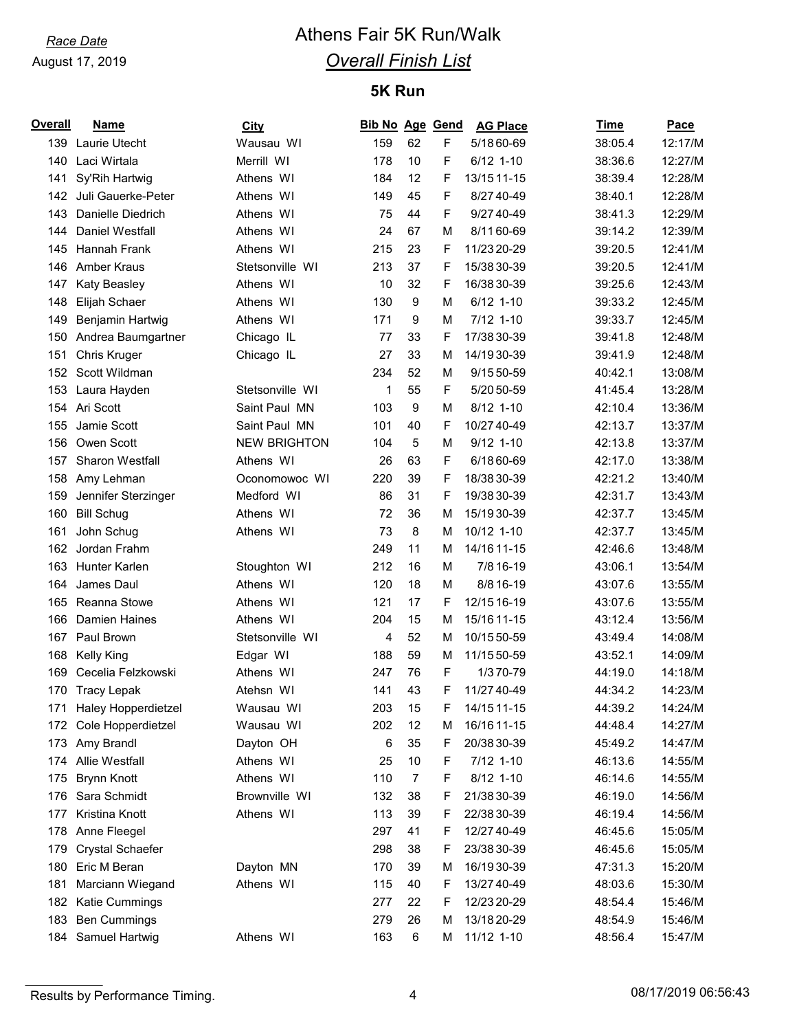*Race Date*
August 17, 2019

# Athens Fair 5K Run/Walk

## *Overall Finish List*

### 5K Run

| Overall | Name | City | Bib No | Age | Gend | AG Place | Time | Pace |
|---|---|---|---|---|---|---|---|---|
| 139 | Laurie Utecht | Wausau WI | 159 | 62 | F | 5/18 60-69 | 38:05.4 | 12:17/M |
| 140 | Laci Wirtala | Merrill WI | 178 | 10 | F | 6/12 1-10 | 38:36.6 | 12:27/M |
| 141 | Sy'Rih Hartwig | Athens WI | 184 | 12 | F | 13/15 11-15 | 38:39.4 | 12:28/M |
| 142 | Juli Gauerke-Peter | Athens WI | 149 | 45 | F | 8/27 40-49 | 38:40.1 | 12:28/M |
| 143 | Danielle Diedrich | Athens WI | 75 | 44 | F | 9/27 40-49 | 38:41.3 | 12:29/M |
| 144 | Daniel Westfall | Athens WI | 24 | 67 | M | 8/11 60-69 | 39:14.2 | 12:39/M |
| 145 | Hannah Frank | Athens WI | 215 | 23 | F | 11/23 20-29 | 39:20.5 | 12:41/M |
| 146 | Amber Kraus | Stetsonville WI | 213 | 37 | F | 15/38 30-39 | 39:20.5 | 12:41/M |
| 147 | Katy Beasley | Athens WI | 10 | 32 | F | 16/38 30-39 | 39:25.6 | 12:43/M |
| 148 | Elijah Schaer | Athens WI | 130 | 9 | M | 6/12 1-10 | 39:33.2 | 12:45/M |
| 149 | Benjamin Hartwig | Athens WI | 171 | 9 | M | 7/12 1-10 | 39:33.7 | 12:45/M |
| 150 | Andrea Baumgartner | Chicago IL | 77 | 33 | F | 17/38 30-39 | 39:41.8 | 12:48/M |
| 151 | Chris Kruger | Chicago IL | 27 | 33 | M | 14/19 30-39 | 39:41.9 | 12:48/M |
| 152 | Scott Wildman | | 234 | 52 | M | 9/15 50-59 | 40:42.1 | 13:08/M |
| 153 | Laura Hayden | Stetsonville WI | 1 | 55 | F | 5/20 50-59 | 41:45.4 | 13:28/M |
| 154 | Ari Scott | Saint Paul MN | 103 | 9 | M | 8/12 1-10 | 42:10.4 | 13:36/M |
| 155 | Jamie Scott | Saint Paul MN | 101 | 40 | F | 10/27 40-49 | 42:13.7 | 13:37/M |
| 156 | Owen Scott | NEW BRIGHTON | 104 | 5 | M | 9/12 1-10 | 42:13.8 | 13:37/M |
| 157 | Sharon Westfall | Athens WI | 26 | 63 | F | 6/18 60-69 | 42:17.0 | 13:38/M |
| 158 | Amy Lehman | Oconomowoc WI | 220 | 39 | F | 18/38 30-39 | 42:21.2 | 13:40/M |
| 159 | Jennifer Sterzinger | Medford WI | 86 | 31 | F | 19/38 30-39 | 42:31.7 | 13:43/M |
| 160 | Bill Schug | Athens WI | 72 | 36 | M | 15/19 30-39 | 42:37.7 | 13:45/M |
| 161 | John Schug | Athens WI | 73 | 8 | M | 10/12 1-10 | 42:37.7 | 13:45/M |
| 162 | Jordan Frahm | | 249 | 11 | M | 14/16 11-15 | 42:46.6 | 13:48/M |
| 163 | Hunter Karlen | Stoughton WI | 212 | 16 | M | 7/8 16-19 | 43:06.1 | 13:54/M |
| 164 | James Daul | Athens WI | 120 | 18 | M | 8/8 16-19 | 43:07.6 | 13:55/M |
| 165 | Reanna Stowe | Athens WI | 121 | 17 | F | 12/15 16-19 | 43:07.6 | 13:55/M |
| 166 | Damien Haines | Athens WI | 204 | 15 | M | 15/16 11-15 | 43:12.4 | 13:56/M |
| 167 | Paul Brown | Stetsonville WI | 4 | 52 | M | 10/15 50-59 | 43:49.4 | 14:08/M |
| 168 | Kelly King | Edgar WI | 188 | 59 | M | 11/15 50-59 | 43:52.1 | 14:09/M |
| 169 | Cecelia Felzkowski | Athens WI | 247 | 76 | F | 1/3 70-79 | 44:19.0 | 14:18/M |
| 170 | Tracy Lepak | Atehsn WI | 141 | 43 | F | 11/27 40-49 | 44:34.2 | 14:23/M |
| 171 | Haley Hopperdietzel | Wausau WI | 203 | 15 | F | 14/15 11-15 | 44:39.2 | 14:24/M |
| 172 | Cole Hopperdietzel | Wausau WI | 202 | 12 | M | 16/16 11-15 | 44:48.4 | 14:27/M |
| 173 | Amy Brandl | Dayton OH | 6 | 35 | F | 20/38 30-39 | 45:49.2 | 14:47/M |
| 174 | Allie Westfall | Athens WI | 25 | 10 | F | 7/12 1-10 | 46:13.6 | 14:55/M |
| 175 | Brynn Knott | Athens WI | 110 | 7 | F | 8/12 1-10 | 46:14.6 | 14:55/M |
| 176 | Sara Schmidt | Brownville WI | 132 | 38 | F | 21/38 30-39 | 46:19.0 | 14:56/M |
| 177 | Kristina Knott | Athens WI | 113 | 39 | F | 22/38 30-39 | 46:19.4 | 14:56/M |
| 178 | Anne Fleegel | | 297 | 41 | F | 12/27 40-49 | 46:45.6 | 15:05/M |
| 179 | Crystal Schaefer | | 298 | 38 | F | 23/38 30-39 | 46:45.6 | 15:05/M |
| 180 | Eric M Beran | Dayton MN | 170 | 39 | M | 16/19 30-39 | 47:31.3 | 15:20/M |
| 181 | Marciann Wiegand | Athens WI | 115 | 40 | F | 13/27 40-49 | 48:03.6 | 15:30/M |
| 182 | Katie Cummings | | 277 | 22 | F | 12/23 20-29 | 48:54.4 | 15:46/M |
| 183 | Ben Cummings | | 279 | 26 | M | 13/18 20-29 | 48:54.9 | 15:46/M |
| 184 | Samuel Hartwig | Athens WI | 163 | 6 | M | 11/12 1-10 | 48:56.4 | 15:47/M |

Results by Performance Timing. 08/17/2019 06:56:43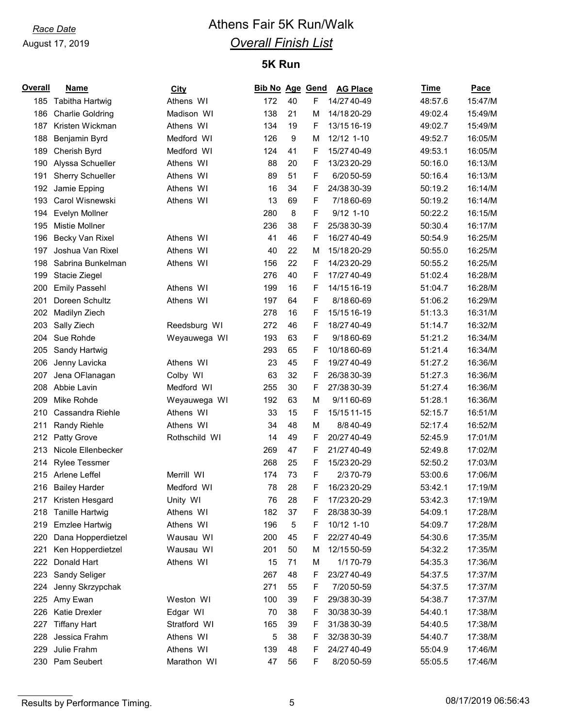*Race Date*

August 17, 2019

# Athens Fair 5K Run/Walk

## *Overall Finish List*

### 5K Run

| Overall | Name | City | Bib No | Age | Gend | AG Place | Time | Pace |
|---|---|---|---|---|---|---|---|---|
| 185 | Tabitha Hartwig | Athens WI | 172 | 40 | F | 14/27 40-49 | 48:57.6 | 15:47/M |
| 186 | Charlie Goldring | Madison WI | 138 | 21 | M | 14/18 20-29 | 49:02.4 | 15:49/M |
| 187 | Kristen Wickman | Athens WI | 134 | 19 | F | 13/15 16-19 | 49:02.7 | 15:49/M |
| 188 | Benjamin Byrd | Medford WI | 126 | 9 | M | 12/12 1-10 | 49:52.7 | 16:05/M |
| 189 | Cherish Byrd | Medford WI | 124 | 41 | F | 15/27 40-49 | 49:53.1 | 16:05/M |
| 190 | Alyssa Schueller | Athens WI | 88 | 20 | F | 13/23 20-29 | 50:16.0 | 16:13/M |
| 191 | Sherry Schueller | Athens WI | 89 | 51 | F | 6/20 50-59 | 50:16.4 | 16:13/M |
| 192 | Jamie Epping | Athens WI | 16 | 34 | F | 24/38 30-39 | 50:19.2 | 16:14/M |
| 193 | Carol Wisnewski | Athens WI | 13 | 69 | F | 7/18 60-69 | 50:19.2 | 16:14/M |
| 194 | Evelyn Mollner | | 280 | 8 | F | 9/12 1-10 | 50:22.2 | 16:15/M |
| 195 | Mistie Mollner | | 236 | 38 | F | 25/38 30-39 | 50:30.4 | 16:17/M |
| 196 | Becky Van Rixel | Athens WI | 41 | 46 | F | 16/27 40-49 | 50:54.9 | 16:25/M |
| 197 | Joshua Van Rixel | Athens WI | 40 | 22 | M | 15/18 20-29 | 50:55.0 | 16:25/M |
| 198 | Sabrina Bunkelman | Athens WI | 156 | 22 | F | 14/23 20-29 | 50:55.2 | 16:25/M |
| 199 | Stacie Ziegel | | 276 | 40 | F | 17/27 40-49 | 51:02.4 | 16:28/M |
| 200 | Emily Passehl | Athens WI | 199 | 16 | F | 14/15 16-19 | 51:04.7 | 16:28/M |
| 201 | Doreen Schultz | Athens WI | 197 | 64 | F | 8/18 60-69 | 51:06.2 | 16:29/M |
| 202 | Madilyn Ziech | | 278 | 16 | F | 15/15 16-19 | 51:13.3 | 16:31/M |
| 203 | Sally Ziech | Reedsburg WI | 272 | 46 | F | 18/27 40-49 | 51:14.7 | 16:32/M |
| 204 | Sue Rohde | Weyauwega WI | 193 | 63 | F | 9/18 60-69 | 51:21.2 | 16:34/M |
| 205 | Sandy Hartwig | | 293 | 65 | F | 10/18 60-69 | 51:21.4 | 16:34/M |
| 206 | Jenny Lavicka | Athens WI | 23 | 45 | F | 19/27 40-49 | 51:27.2 | 16:36/M |
| 207 | Jena OFlanagan | Colby WI | 63 | 32 | F | 26/38 30-39 | 51:27.3 | 16:36/M |
| 208 | Abbie Lavin | Medford WI | 255 | 30 | F | 27/38 30-39 | 51:27.4 | 16:36/M |
| 209 | Mike Rohde | Weyauwega WI | 192 | 63 | M | 9/11 60-69 | 51:28.1 | 16:36/M |
| 210 | Cassandra Riehle | Athens WI | 33 | 15 | F | 15/15 11-15 | 52:15.7 | 16:51/M |
| 211 | Randy Riehle | Athens WI | 34 | 48 | M | 8/8 40-49 | 52:17.4 | 16:52/M |
| 212 | Patty Grove | Rothschild WI | 14 | 49 | F | 20/27 40-49 | 52:45.9 | 17:01/M |
| 213 | Nicole Ellenbecker | | 269 | 47 | F | 21/27 40-49 | 52:49.8 | 17:02/M |
| 214 | Rylee Tessmer | | 268 | 25 | F | 15/23 20-29 | 52:50.2 | 17:03/M |
| 215 | Arlene Leffel | Merrill WI | 174 | 73 | F | 2/3 70-79 | 53:00.6 | 17:06/M |
| 216 | Bailey Harder | Medford WI | 78 | 28 | F | 16/23 20-29 | 53:42.1 | 17:19/M |
| 217 | Kristen Hesgard | Unity WI | 76 | 28 | F | 17/23 20-29 | 53:42.3 | 17:19/M |
| 218 | Tanille Hartwig | Athens WI | 182 | 37 | F | 28/38 30-39 | 54:09.1 | 17:28/M |
| 219 | Emzlee Hartwig | Athens WI | 196 | 5 | F | 10/12 1-10 | 54:09.7 | 17:28/M |
| 220 | Dana Hopperdietzel | Wausau WI | 200 | 45 | F | 22/27 40-49 | 54:30.6 | 17:35/M |
| 221 | Ken Hopperdietzel | Wausau WI | 201 | 50 | M | 12/15 50-59 | 54:32.2 | 17:35/M |
| 222 | Donald Hart | Athens WI | 15 | 71 | M | 1/1 70-79 | 54:35.3 | 17:36/M |
| 223 | Sandy Seliger | | 267 | 48 | F | 23/27 40-49 | 54:37.5 | 17:37/M |
| 224 | Jenny Skrzypchak | | 271 | 55 | F | 7/20 50-59 | 54:37.5 | 17:37/M |
| 225 | Amy Ewan | Weston WI | 100 | 39 | F | 29/38 30-39 | 54:38.7 | 17:37/M |
| 226 | Katie Drexler | Edgar WI | 70 | 38 | F | 30/38 30-39 | 54:40.1 | 17:38/M |
| 227 | Tiffany Hart | Stratford WI | 165 | 39 | F | 31/38 30-39 | 54:40.5 | 17:38/M |
| 228 | Jessica Frahm | Athens WI | 5 | 38 | F | 32/38 30-39 | 54:40.7 | 17:38/M |
| 229 | Julie Frahm | Athens WI | 139 | 48 | F | 24/27 40-49 | 55:04.9 | 17:46/M |
| 230 | Pam Seubert | Marathon WI | 47 | 56 | F | 8/20 50-59 | 55:05.5 | 17:46/M |

Results by Performance Timing.

08/17/2019 06:56:43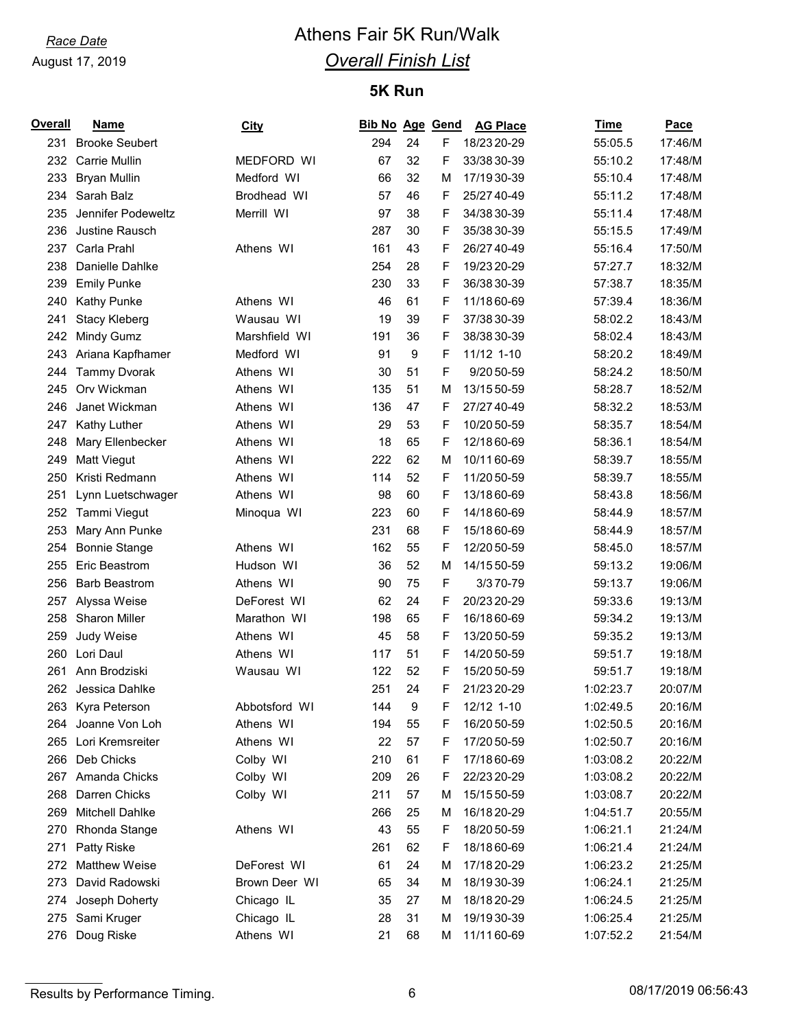*Race Date*

August 17, 2019

# Athens Fair 5K Run/Walk

## *Overall Finish List*

### 5K Run

| Overall | Name | City | Bib No | Age | Gend | AG Place | Time | Pace |
|---|---|---|---|---|---|---|---|---|
| 231 | Brooke Seubert | | 294 | 24 | F | 18/23 20-29 | 55:05.5 | 17:46/M |
| 232 | Carrie Mullin | MEDFORD WI | 67 | 32 | F | 33/38 30-39 | 55:10.2 | 17:48/M |
| 233 | Bryan Mullin | Medford WI | 66 | 32 | M | 17/19 30-39 | 55:10.4 | 17:48/M |
| 234 | Sarah Balz | Brodhead WI | 57 | 46 | F | 25/27 40-49 | 55:11.2 | 17:48/M |
| 235 | Jennifer Podeweltz | Merrill WI | 97 | 38 | F | 34/38 30-39 | 55:11.4 | 17:48/M |
| 236 | Justine Rausch | | 287 | 30 | F | 35/38 30-39 | 55:15.5 | 17:49/M |
| 237 | Carla Prahl | Athens WI | 161 | 43 | F | 26/27 40-49 | 55:16.4 | 17:50/M |
| 238 | Danielle Dahlke | | 254 | 28 | F | 19/23 20-29 | 57:27.7 | 18:32/M |
| 239 | Emily Punke | | 230 | 33 | F | 36/38 30-39 | 57:38.7 | 18:35/M |
| 240 | Kathy Punke | Athens WI | 46 | 61 | F | 11/18 60-69 | 57:39.4 | 18:36/M |
| 241 | Stacy Kleberg | Wausau WI | 19 | 39 | F | 37/38 30-39 | 58:02.2 | 18:43/M |
| 242 | Mindy Gumz | Marshfield WI | 191 | 36 | F | 38/38 30-39 | 58:02.4 | 18:43/M |
| 243 | Ariana Kapfhamer | Medford WI | 91 | 9 | F | 11/12 1-10 | 58:20.2 | 18:49/M |
| 244 | Tammy Dvorak | Athens WI | 30 | 51 | F | 9/20 50-59 | 58:24.2 | 18:50/M |
| 245 | Orv Wickman | Athens WI | 135 | 51 | M | 13/15 50-59 | 58:28.7 | 18:52/M |
| 246 | Janet Wickman | Athens WI | 136 | 47 | F | 27/27 40-49 | 58:32.2 | 18:53/M |
| 247 | Kathy Luther | Athens WI | 29 | 53 | F | 10/20 50-59 | 58:35.7 | 18:54/M |
| 248 | Mary Ellenbecker | Athens WI | 18 | 65 | F | 12/18 60-69 | 58:36.1 | 18:54/M |
| 249 | Matt Viegut | Athens WI | 222 | 62 | M | 10/11 60-69 | 58:39.7 | 18:55/M |
| 250 | Kristi Redmann | Athens WI | 114 | 52 | F | 11/20 50-59 | 58:39.7 | 18:55/M |
| 251 | Lynn Luetschwager | Athens WI | 98 | 60 | F | 13/18 60-69 | 58:43.8 | 18:56/M |
| 252 | Tammi Viegut | Minoqua WI | 223 | 60 | F | 14/18 60-69 | 58:44.9 | 18:57/M |
| 253 | Mary Ann Punke | | 231 | 68 | F | 15/18 60-69 | 58:44.9 | 18:57/M |
| 254 | Bonnie Stange | Athens WI | 162 | 55 | F | 12/20 50-59 | 58:45.0 | 18:57/M |
| 255 | Eric Beastrom | Hudson WI | 36 | 52 | M | 14/15 50-59 | 59:13.2 | 19:06/M |
| 256 | Barb Beastrom | Athens WI | 90 | 75 | F | 3/3 70-79 | 59:13.7 | 19:06/M |
| 257 | Alyssa Weise | DeForest WI | 62 | 24 | F | 20/23 20-29 | 59:33.6 | 19:13/M |
| 258 | Sharon Miller | Marathon WI | 198 | 65 | F | 16/18 60-69 | 59:34.2 | 19:13/M |
| 259 | Judy Weise | Athens WI | 45 | 58 | F | 13/20 50-59 | 59:35.2 | 19:13/M |
| 260 | Lori Daul | Athens WI | 117 | 51 | F | 14/20 50-59 | 59:51.7 | 19:18/M |
| 261 | Ann Brodziski | Wausau WI | 122 | 52 | F | 15/20 50-59 | 59:51.7 | 19:18/M |
| 262 | Jessica Dahlke | | 251 | 24 | F | 21/23 20-29 | 1:02:23.7 | 20:07/M |
| 263 | Kyra Peterson | Abbotsford WI | 144 | 9 | F | 12/12 1-10 | 1:02:49.5 | 20:16/M |
| 264 | Joanne Von Loh | Athens WI | 194 | 55 | F | 16/20 50-59 | 1:02:50.5 | 20:16/M |
| 265 | Lori Kremsreiter | Athens WI | 22 | 57 | F | 17/20 50-59 | 1:02:50.7 | 20:16/M |
| 266 | Deb Chicks | Colby WI | 210 | 61 | F | 17/18 60-69 | 1:03:08.2 | 20:22/M |
| 267 | Amanda Chicks | Colby WI | 209 | 26 | F | 22/23 20-29 | 1:03:08.2 | 20:22/M |
| 268 | Darren Chicks | Colby WI | 211 | 57 | M | 15/15 50-59 | 1:03:08.7 | 20:22/M |
| 269 | Mitchell Dahlke | | 266 | 25 | M | 16/18 20-29 | 1:04:51.7 | 20:55/M |
| 270 | Rhonda Stange | Athens WI | 43 | 55 | F | 18/20 50-59 | 1:06:21.1 | 21:24/M |
| 271 | Patty Riske | | 261 | 62 | F | 18/18 60-69 | 1:06:21.4 | 21:24/M |
| 272 | Matthew Weise | DeForest WI | 61 | 24 | M | 17/18 20-29 | 1:06:23.2 | 21:25/M |
| 273 | David Radowski | Brown Deer WI | 65 | 34 | M | 18/19 30-39 | 1:06:24.1 | 21:25/M |
| 274 | Joseph Doherty | Chicago IL | 35 | 27 | M | 18/18 20-29 | 1:06:24.5 | 21:25/M |
| 275 | Sami Kruger | Chicago IL | 28 | 31 | M | 19/19 30-39 | 1:06:25.4 | 21:25/M |
| 276 | Doug Riske | Athens WI | 21 | 68 | M | 11/11 60-69 | 1:07:52.2 | 21:54/M |

Results by Performance Timing.

08/17/2019 06:56:43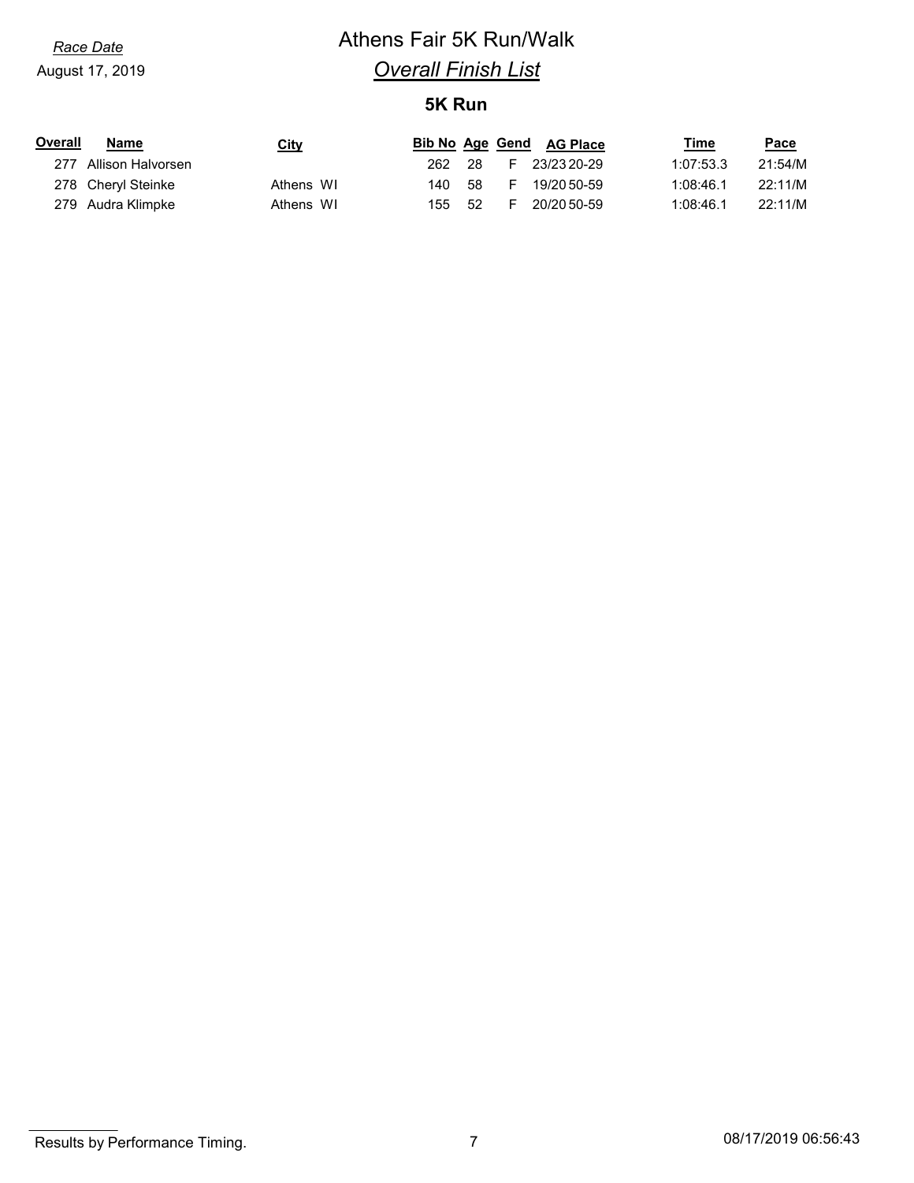*Race Date*

August 17, 2019

# Athens Fair 5K Run/Walk

## *Overall Finish List*

### 5K Run

| Overall | Name | City | Bib No | Age | Gend | AG Place | Time | Pace |
|---|---|---|---|---|---|---|---|---|
| 277 | Allison Halvorsen | | 262 | 28 | F | 23/23 20-29 | 1:07:53.3 | 21:54/M |
| 278 | Cheryl Steinke | Athens WI | 140 | 58 | F | 19/20 50-59 | 1:08:46.1 | 22:11/M |
| 279 | Audra Klimpke | Athens WI | 155 | 52 | F | 20/20 50-59 | 1:08:46.1 | 22:11/M |

Results by Performance Timing.

08/17/2019 06:56:43